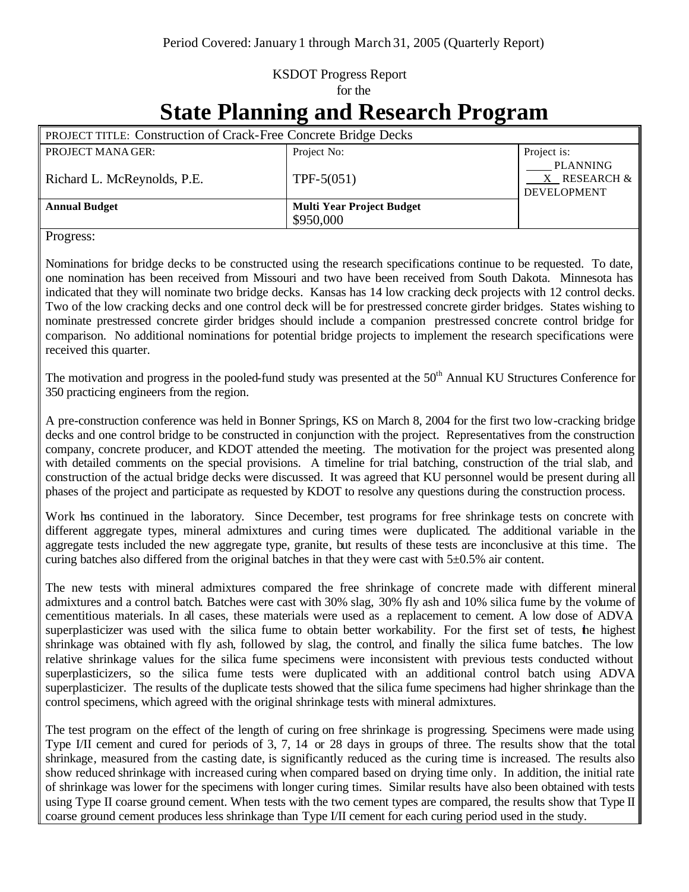Period Covered: January 1 through March 31, 2005 (Quarterly Report)

KSDOT Progress Report
for the

# State Planning and Research Program

| PROJECT TITLE: Construction of Crack-Free Concrete Bridge Decks | | |
|---|---|---|
| PROJECT MANAGER: Richard L. McReynolds, P.E. | Project No: TPF-5(051) | Project is: ____ PLANNING / __X__ RESEARCH & DEVELOPMENT |
| **Annual Budget** | **Multi Year Project Budget** $950,000 | |

Progress:

Nominations for bridge decks to be constructed using the research specifications continue to be requested. To date, one nomination has been received from Missouri and two have been received from South Dakota. Minnesota has indicated that they will nominate two bridge decks. Kansas has 14 low cracking deck projects with 12 control decks. Two of the low cracking decks and one control deck will be for prestressed concrete girder bridges. States wishing to nominate prestressed concrete girder bridges should include a companion prestressed concrete control bridge for comparison. No additional nominations for potential bridge projects to implement the research specifications were received this quarter.

The motivation and progress in the pooled-fund study was presented at the 50th Annual KU Structures Conference for 350 practicing engineers from the region.

A pre-construction conference was held in Bonner Springs, KS on March 8, 2004 for the first two low-cracking bridge decks and one control bridge to be constructed in conjunction with the project. Representatives from the construction company, concrete producer, and KDOT attended the meeting. The motivation for the project was presented along with detailed comments on the special provisions. A timeline for trial batching, construction of the trial slab, and construction of the actual bridge decks were discussed. It was agreed that KU personnel would be present during all phases of the project and participate as requested by KDOT to resolve any questions during the construction process.

Work has continued in the laboratory. Since December, test programs for free shrinkage tests on concrete with different aggregate types, mineral admixtures and curing times were duplicated. The additional variable in the aggregate tests included the new aggregate type, granite, but results of these tests are inconclusive at this time. The curing batches also differed from the original batches in that they were cast with 5±0.5% air content.

The new tests with mineral admixtures compared the free shrinkage of concrete made with different mineral admixtures and a control batch. Batches were cast with 30% slag, 30% fly ash and 10% silica fume by the volume of cementitious materials. In all cases, these materials were used as a replacement to cement. A low dose of ADVA superplasticizer was used with the silica fume to obtain better workability. For the first set of tests, the highest shrinkage was obtained with fly ash, followed by slag, the control, and finally the silica fume batches. The low relative shrinkage values for the silica fume specimens were inconsistent with previous tests conducted without superplasticizers, so the silica fume tests were duplicated with an additional control batch using ADVA superplasticizer. The results of the duplicate tests showed that the silica fume specimens had higher shrinkage than the control specimens, which agreed with the original shrinkage tests with mineral admixtures.

The test program on the effect of the length of curing on free shrinkage is progressing. Specimens were made using Type I/II cement and cured for periods of 3, 7, 14 or 28 days in groups of three. The results show that the total shrinkage, measured from the casting date, is significantly reduced as the curing time is increased. The results also show reduced shrinkage with increased curing when compared based on drying time only. In addition, the initial rate of shrinkage was lower for the specimens with longer curing times. Similar results have also been obtained with tests using Type II coarse ground cement. When tests with the two cement types are compared, the results show that Type II coarse ground cement produces less shrinkage than Type I/II cement for each curing period used in the study.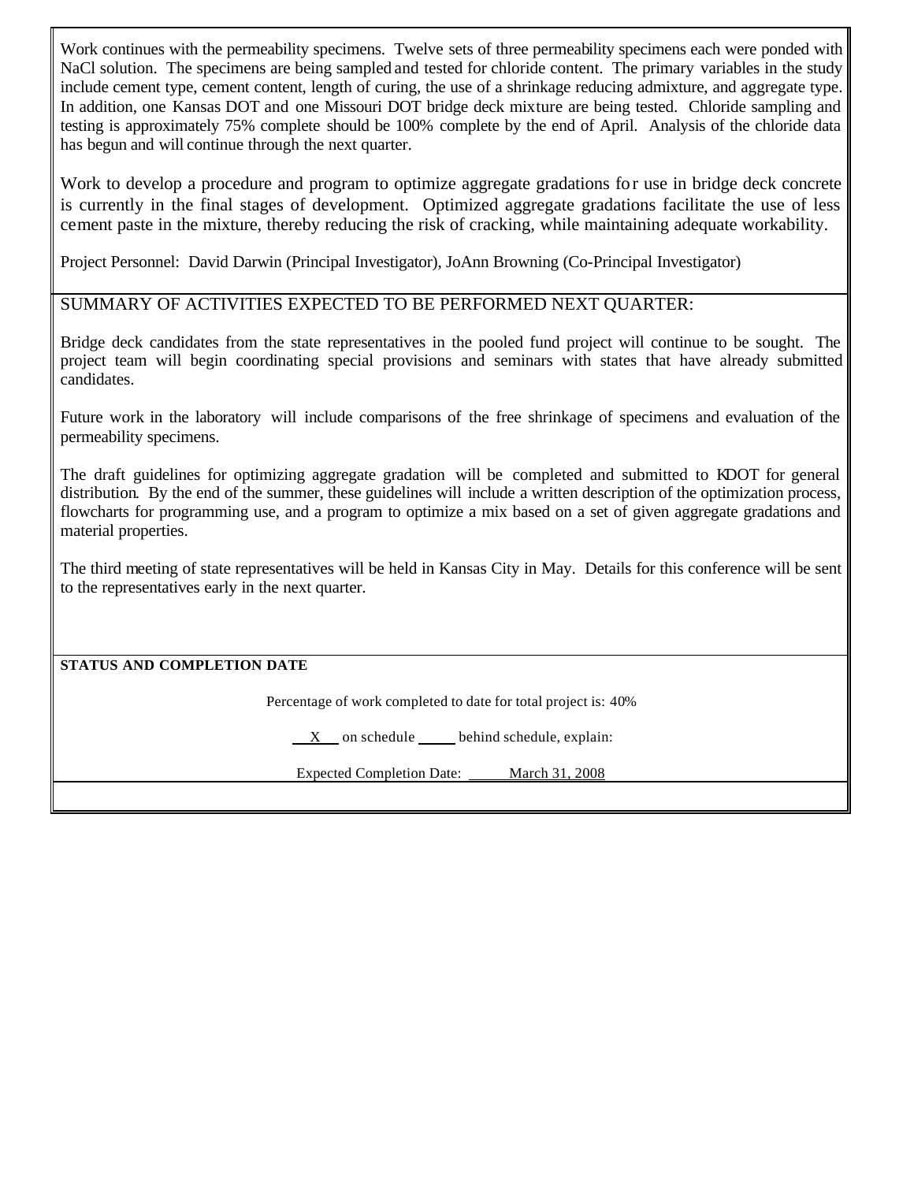Work continues with the permeability specimens. Twelve sets of three permeability specimens each were ponded with NaCl solution. The specimens are being sampled and tested for chloride content. The primary variables in the study include cement type, cement content, length of curing, the use of a shrinkage reducing admixture, and aggregate type. In addition, one Kansas DOT and one Missouri DOT bridge deck mixture are being tested. Chloride sampling and testing is approximately 75% complete should be 100% complete by the end of April. Analysis of the chloride data has begun and will continue through the next quarter.

Work to develop a procedure and program to optimize aggregate gradations for use in bridge deck concrete is currently in the final stages of development. Optimized aggregate gradations facilitate the use of less cement paste in the mixture, thereby reducing the risk of cracking, while maintaining adequate workability.

Project Personnel: David Darwin (Principal Investigator), JoAnn Browning (Co-Principal Investigator)

SUMMARY OF ACTIVITIES EXPECTED TO BE PERFORMED NEXT QUARTER:

Bridge deck candidates from the state representatives in the pooled fund project will continue to be sought. The project team will begin coordinating special provisions and seminars with states that have already submitted candidates.

Future work in the laboratory will include comparisons of the free shrinkage of specimens and evaluation of the permeability specimens.

The draft guidelines for optimizing aggregate gradation will be completed and submitted to KDOT for general distribution. By the end of the summer, these guidelines will include a written description of the optimization process, flowcharts for programming use, and a program to optimize a mix based on a set of given aggregate gradations and material properties.

The third meeting of state representatives will be held in Kansas City in May. Details for this conference will be sent to the representatives early in the next quarter.

**STATUS AND COMPLETION DATE**

Percentage of work completed to date for total project is: 40%

X on schedule ____ behind schedule, explain:

Expected Completion Date: March 31, 2008